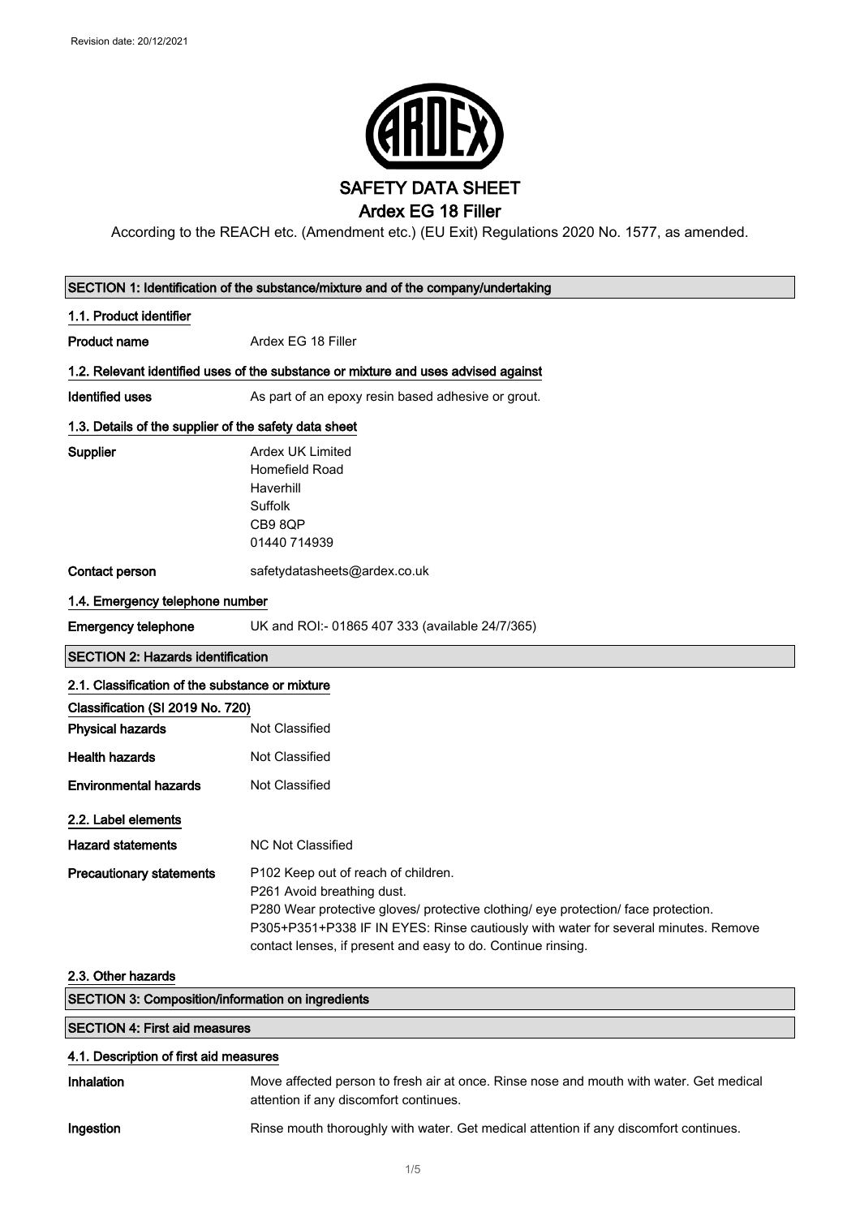Revision date: 20/12/2021

# SAFETY DATA SHEET

## Ardex EG 18 Filler

According to the REACH etc. (Amendment etc.) (EU Exit) Regulations 2020 No. 1577, as amended.

### SECTION 1: Identification of the substance/mixture and of the company/undertaking

#### 1.1. Product identifier

**Product name** Ardex EG 18 Filler

#### 1.2. Relevant identified uses of the substance or mixture and uses advised against

**Identified uses** As part of an epoxy resin based adhesive or grout.

#### 1.3. Details of the supplier of the safety data sheet

**Supplier**
Ardex UK Limited
Homefield Road
Haverhill
Suffolk
CB9 8QP
01440 714939

**Contact person** safetydatasheets@ardex.co.uk

#### 1.4. Emergency telephone number

**Emergency telephone** UK and ROI:- 01865 407 333 (available 24/7/365)

### SECTION 2: Hazards identification

#### 2.1. Classification of the substance or mixture

**Classification (SI 2019 No. 720)**

**Physical hazards** Not Classified

**Health hazards** Not Classified

**Environmental hazards** Not Classified

#### 2.2. Label elements

**Hazard statements** NC Not Classified

**Precautionary statements**
P102 Keep out of reach of children.
P261 Avoid breathing dust.
P280 Wear protective gloves/ protective clothing/ eye protection/ face protection.
P305+P351+P338 IF IN EYES: Rinse cautiously with water for several minutes. Remove contact lenses, if present and easy to do. Continue rinsing.

#### 2.3. Other hazards

### SECTION 3: Composition/information on ingredients

### SECTION 4: First aid measures

#### 4.1. Description of first aid measures

**Inhalation** Move affected person to fresh air at once. Rinse nose and mouth with water. Get medical attention if any discomfort continues.

**Ingestion** Rinse mouth thoroughly with water. Get medical attention if any discomfort continues.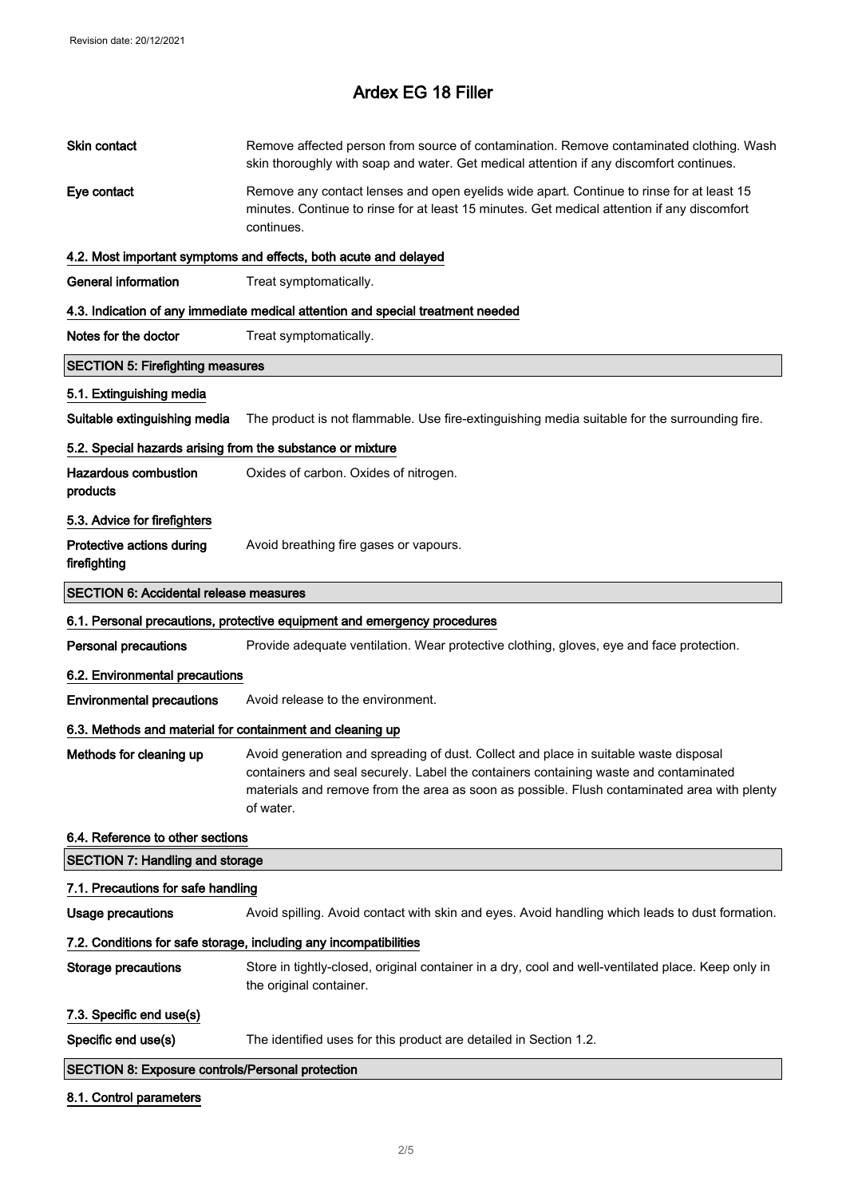# Ardex EG 18 Filler

**Skin contact** Remove affected person from source of contamination. Remove contaminated clothing. Wash skin thoroughly with soap and water. Get medical attention if any discomfort continues.

**Eye contact** Remove any contact lenses and open eyelids wide apart. Continue to rinse for at least 15 minutes. Continue to rinse for at least 15 minutes. Get medical attention if any discomfort continues.

### 4.2. Most important symptoms and effects, both acute and delayed

**General information** Treat symptomatically.

### 4.3. Indication of any immediate medical attention and special treatment needed

**Notes for the doctor** Treat symptomatically.

## SECTION 5: Firefighting measures

### 5.1. Extinguishing media

**Suitable extinguishing media** The product is not flammable. Use fire-extinguishing media suitable for the surrounding fire.

### 5.2. Special hazards arising from the substance or mixture

**Hazardous combustion products** Oxides of carbon. Oxides of nitrogen.

### 5.3. Advice for firefighters

**Protective actions during firefighting** Avoid breathing fire gases or vapours.

## SECTION 6: Accidental release measures

### 6.1. Personal precautions, protective equipment and emergency procedures

**Personal precautions** Provide adequate ventilation. Wear protective clothing, gloves, eye and face protection.

### 6.2. Environmental precautions

**Environmental precautions** Avoid release to the environment.

### 6.3. Methods and material for containment and cleaning up

**Methods for cleaning up** Avoid generation and spreading of dust. Collect and place in suitable waste disposal containers and seal securely. Label the containers containing waste and contaminated materials and remove from the area as soon as possible. Flush contaminated area with plenty of water.

### 6.4. Reference to other sections

## SECTION 7: Handling and storage

### 7.1. Precautions for safe handling

**Usage precautions** Avoid spilling. Avoid contact with skin and eyes. Avoid handling which leads to dust formation.

### 7.2. Conditions for safe storage, including any incompatibilities

**Storage precautions** Store in tightly-closed, original container in a dry, cool and well-ventilated place. Keep only in the original container.

### 7.3. Specific end use(s)

**Specific end use(s)** The identified uses for this product are detailed in Section 1.2.

## SECTION 8: Exposure controls/Personal protection

### 8.1. Control parameters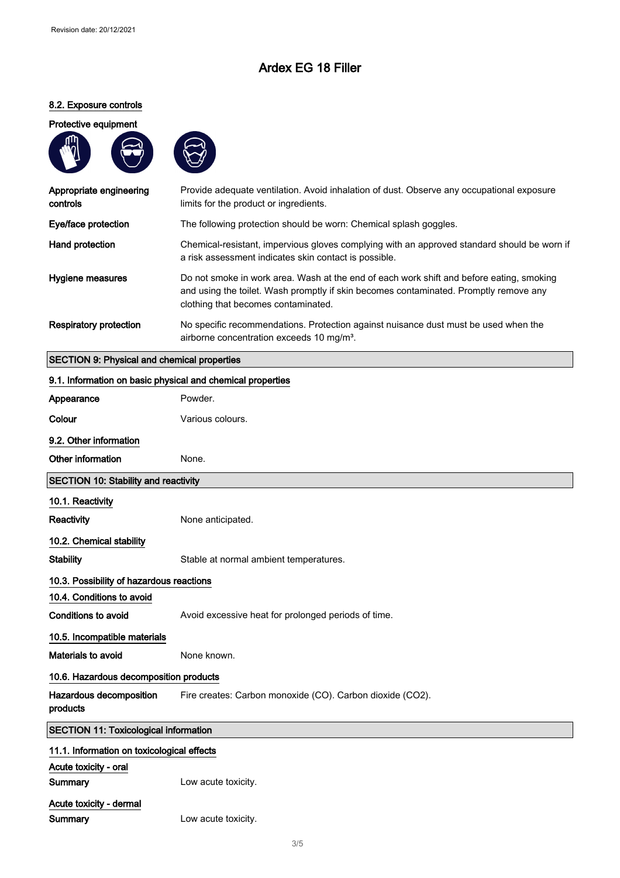# Ardex EG 18 Filler

### 8.2. Exposure controls

**Protective equipment**

| | |
|---|---|
| **Appropriate engineering controls** | Provide adequate ventilation. Avoid inhalation of dust. Observe any occupational exposure limits for the product or ingredients. |
| **Eye/face protection** | The following protection should be worn: Chemical splash goggles. |
| **Hand protection** | Chemical-resistant, impervious gloves complying with an approved standard should be worn if a risk assessment indicates skin contact is possible. |
| **Hygiene measures** | Do not smoke in work area. Wash at the end of each work shift and before eating, smoking and using the toilet. Wash promptly if skin becomes contaminated. Promptly remove any clothing that becomes contaminated. |
| **Respiratory protection** | No specific recommendations. Protection against nuisance dust must be used when the airborne concentration exceeds 10 mg/m³. |

## SECTION 9: Physical and chemical properties

### 9.1. Information on basic physical and chemical properties

| | |
|---|---|
| **Appearance** | Powder. |
| **Colour** | Various colours. |

### 9.2. Other information

| | |
|---|---|
| **Other information** | None. |

## SECTION 10: Stability and reactivity

### 10.1. Reactivity

| | |
|---|---|
| **Reactivity** | None anticipated. |

### 10.2. Chemical stability

| | |
|---|---|
| **Stability** | Stable at normal ambient temperatures. |

### 10.3. Possibility of hazardous reactions

### 10.4. Conditions to avoid

| | |
|---|---|
| **Conditions to avoid** | Avoid excessive heat for prolonged periods of time. |

### 10.5. Incompatible materials

| | |
|---|---|
| **Materials to avoid** | None known. |

### 10.6. Hazardous decomposition products

| | |
|---|---|
| **Hazardous decomposition products** | Fire creates: Carbon monoxide (CO). Carbon dioxide ($CO_2$). |

## SECTION 11: Toxicological information

### 11.1. Information on toxicological effects

**Acute toxicity - oral**

| | |
|---|---|
| **Summary** | Low acute toxicity. |

**Acute toxicity - dermal**

| | |
|---|---|
| **Summary** | Low acute toxicity. |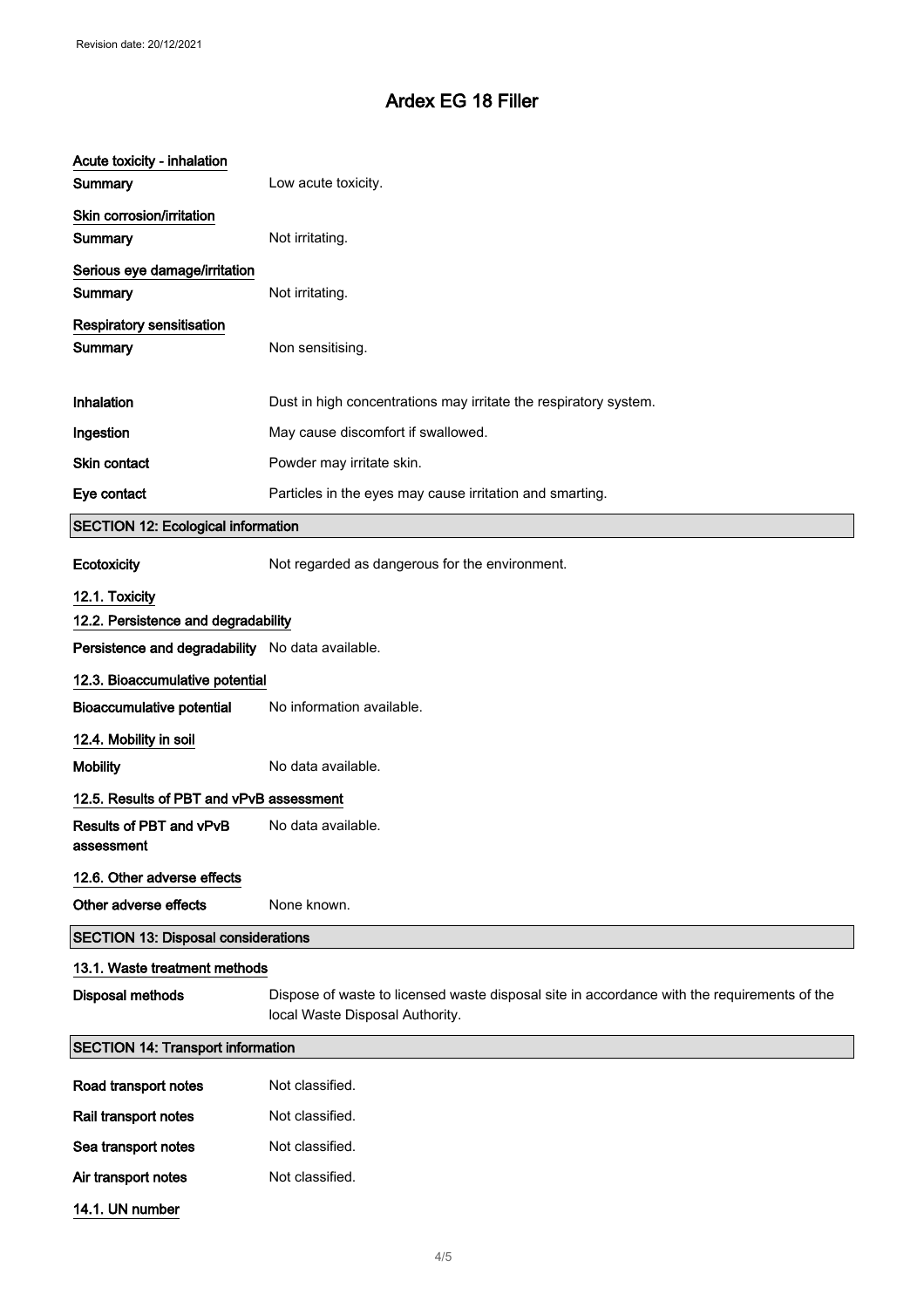**Acute toxicity - inhalation**

**Summary** Low acute toxicity.

**Skin corrosion/irritation**

**Summary** Not irritating.

**Serious eye damage/irritation**

**Summary** Not irritating.

**Respiratory sensitisation**

**Summary** Non sensitising.

**Inhalation** Dust in high concentrations may irritate the respiratory system.

**Ingestion** May cause discomfort if swallowed.

**Skin contact** Powder may irritate skin.

**Eye contact** Particles in the eyes may cause irritation and smarting.

## SECTION 12: Ecological information

**Ecotoxicity** Not regarded as dangerous for the environment.

### 12.1. Toxicity

### 12.2. Persistence and degradability

**Persistence and degradability** No data available.

### 12.3. Bioaccumulative potential

**Bioaccumulative potential** No information available.

### 12.4. Mobility in soil

**Mobility** No data available.

### 12.5. Results of PBT and vPvB assessment

**Results of PBT and vPvB assessment** No data available.

### 12.6. Other adverse effects

**Other adverse effects** None known.

## SECTION 13: Disposal considerations

### 13.1. Waste treatment methods

**Disposal methods** Dispose of waste to licensed waste disposal site in accordance with the requirements of the local Waste Disposal Authority.

## SECTION 14: Transport information

**Road transport notes** Not classified.

**Rail transport notes** Not classified.

**Sea transport notes** Not classified.

**Air transport notes** Not classified.

### 14.1. UN number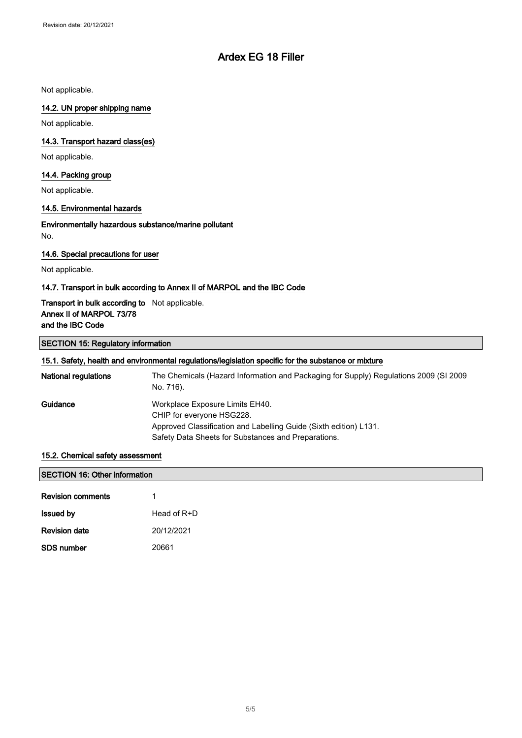Not applicable.

### 14.2. UN proper shipping name

Not applicable.

### 14.3. Transport hazard class(es)

Not applicable.

### 14.4. Packing group

Not applicable.

### 14.5. Environmental hazards

**Environmentally hazardous substance/marine pollutant**

No.

### 14.6. Special precautions for user

Not applicable.

### 14.7. Transport in bulk according to Annex II of MARPOL and the IBC Code

| | |
|---|---|
| **Transport in bulk according to Annex II of MARPOL 73/78 and the IBC Code** | Not applicable. |

## SECTION 15: Regulatory information

### 15.1. Safety, health and environmental regulations/legislation specific for the substance or mixture

| | |
|---|---|
| **National regulations** | The Chemicals (Hazard Information and Packaging for Supply) Regulations 2009 (SI 2009 No. 716). |
| **Guidance** | Workplace Exposure Limits EH40.<br>CHIP for everyone HSG228.<br>Approved Classification and Labelling Guide (Sixth edition) L131.<br>Safety Data Sheets for Substances and Preparations. |

### 15.2. Chemical safety assessment

## SECTION 16: Other information

| | |
|---|---|
| **Revision comments** | 1 |
| **Issued by** | Head of R+D |
| **Revision date** | 20/12/2021 |
| **SDS number** | 20661 |